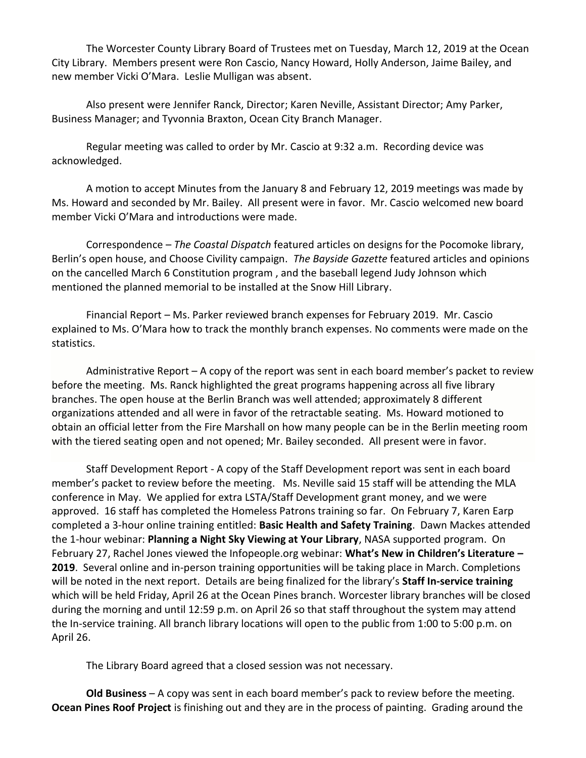The Worcester County Library Board of Trustees met on Tuesday, March 12, 2019 at the Ocean City Library. Members present were Ron Cascio, Nancy Howard, Holly Anderson, Jaime Bailey, and new member Vicki O'Mara. Leslie Mulligan was absent.

Also present were Jennifer Ranck, Director; Karen Neville, Assistant Director; Amy Parker, Business Manager; and Tyvonnia Braxton, Ocean City Branch Manager.

Regular meeting was called to order by Mr. Cascio at 9:32 a.m. Recording device was acknowledged.

A motion to accept Minutes from the January 8 and February 12, 2019 meetings was made by Ms. Howard and seconded by Mr. Bailey. All present were in favor. Mr. Cascio welcomed new board member Vicki O'Mara and introductions were made.

Correspondence – *The Coastal Dispatch* featured articles on designs for the Pocomoke library, Berlin's open house, and Choose Civility campaign. *The Bayside Gazette* featured articles and opinions on the cancelled March 6 Constitution program , and the baseball legend Judy Johnson which mentioned the planned memorial to be installed at the Snow Hill Library.

Financial Report – Ms. Parker reviewed branch expenses for February 2019. Mr. Cascio explained to Ms. O'Mara how to track the monthly branch expenses. No comments were made on the statistics.

Administrative Report – A copy of the report was sent in each board member's packet to review before the meeting. Ms. Ranck highlighted the great programs happening across all five library branches. The open house at the Berlin Branch was well attended; approximately 8 different organizations attended and all were in favor of the retractable seating. Ms. Howard motioned to obtain an official letter from the Fire Marshall on how many people can be in the Berlin meeting room with the tiered seating open and not opened; Mr. Bailey seconded. All present were in favor.

Staff Development Report - A copy of the Staff Development report was sent in each board member's packet to review before the meeting. Ms. Neville said 15 staff will be attending the MLA conference in May. We applied for extra LSTA/Staff Development grant money, and we were approved. 16 staff has completed the Homeless Patrons training so far. On February 7, Karen Earp completed a 3-hour online training entitled: **Basic Health and Safety Training**. Dawn Mackes attended the 1-hour webinar: **Planning a Night Sky Viewing at Your Library**, NASA supported program. On February 27, Rachel Jones viewed the Infopeople.org webinar: **What's New in Children's Literature – 2019**. Several online and in-person training opportunities will be taking place in March. Completions will be noted in the next report. Details are being finalized for the library's **Staff In-service training** which will be held Friday, April 26 at the Ocean Pines branch. Worcester library branches will be closed during the morning and until 12:59 p.m. on April 26 so that staff throughout the system may attend the In-service training. All branch library locations will open to the public from 1:00 to 5:00 p.m. on April 26.

The Library Board agreed that a closed session was not necessary.

**Old Business** – A copy was sent in each board member's pack to review before the meeting. **Ocean Pines Roof Project** is finishing out and they are in the process of painting. Grading around the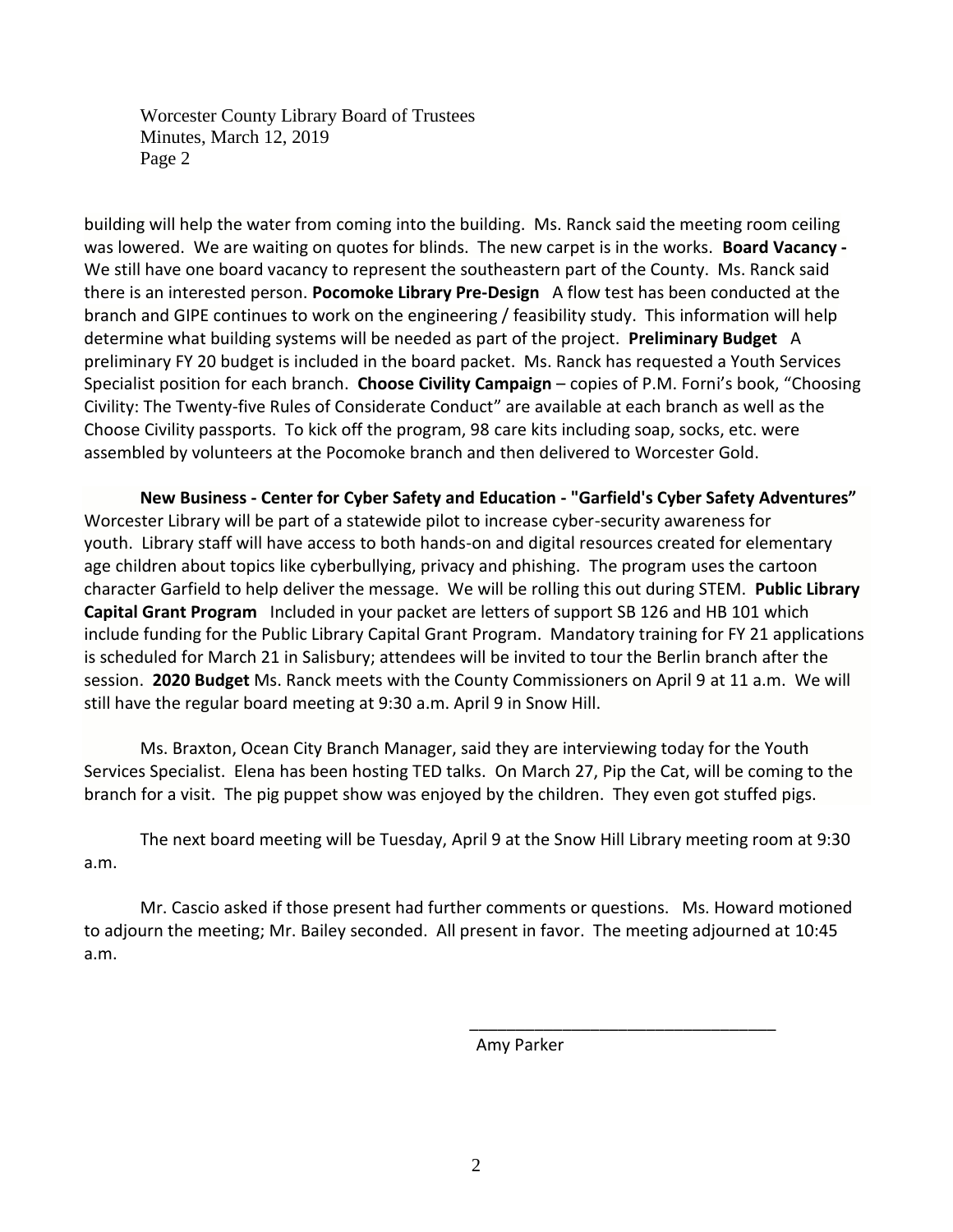building will help the water from coming into the building. Ms. Ranck said the meeting room ceiling was lowered. We are waiting on quotes for blinds. The new carpet is in the works. **Board Vacancy -** We still have one board vacancy to represent the southeastern part of the County. Ms. Ranck said there is an interested person. **Pocomoke Library Pre-Design** A flow test has been conducted at the branch and GIPE continues to work on the engineering / feasibility study. This information will help determine what building systems will be needed as part of the project. **Preliminary Budget** A preliminary FY 20 budget is included in the board packet. Ms. Ranck has requested a Youth Services Specialist position for each branch. **Choose Civility Campaign** – copies of P.M. Forni's book, "Choosing Civility: The Twenty-five Rules of Considerate Conduct" are available at each branch as well as the Choose Civility passports. To kick off the program, 98 care kits including soap, socks, etc. were assembled by volunteers at the Pocomoke branch and then delivered to Worcester Gold.

**New Business - Center for Cyber Safety and Education - "Garfield's Cyber Safety Adventures"** Worcester Library will be part of a statewide pilot to increase cyber-security awareness for youth. Library staff will have access to both hands-on and digital resources created for elementary age children about topics like cyberbullying, privacy and phishing. The program uses the cartoon character Garfield to help deliver the message. We will be rolling this out during STEM. **Public Library Capital Grant Program** Included in your packet are letters of support SB 126 and HB 101 which include funding for the Public Library Capital Grant Program. Mandatory training for FY 21 applications is scheduled for March 21 in Salisbury; attendees will be invited to tour the Berlin branch after the session. **2020 Budget** Ms. Ranck meets with the County Commissioners on April 9 at 11 a.m. We will still have the regular board meeting at 9:30 a.m. April 9 in Snow Hill.

Ms. Braxton, Ocean City Branch Manager, said they are interviewing today for the Youth Services Specialist. Elena has been hosting TED talks. On March 27, Pip the Cat, will be coming to the branch for a visit. The pig puppet show was enjoyed by the children. They even got stuffed pigs.

The next board meeting will be Tuesday, April 9 at the Snow Hill Library meeting room at 9:30 a.m.

Mr. Cascio asked if those present had further comments or questions. Ms. Howard motioned to adjourn the meeting; Mr. Bailey seconded. All present in favor. The meeting adjourned at 10:45 a.m.

\_\_\_\_\_\_\_\_\_\_\_\_\_\_\_\_\_\_\_\_\_\_\_\_\_\_\_\_\_\_\_\_\_\_

Amy Parker